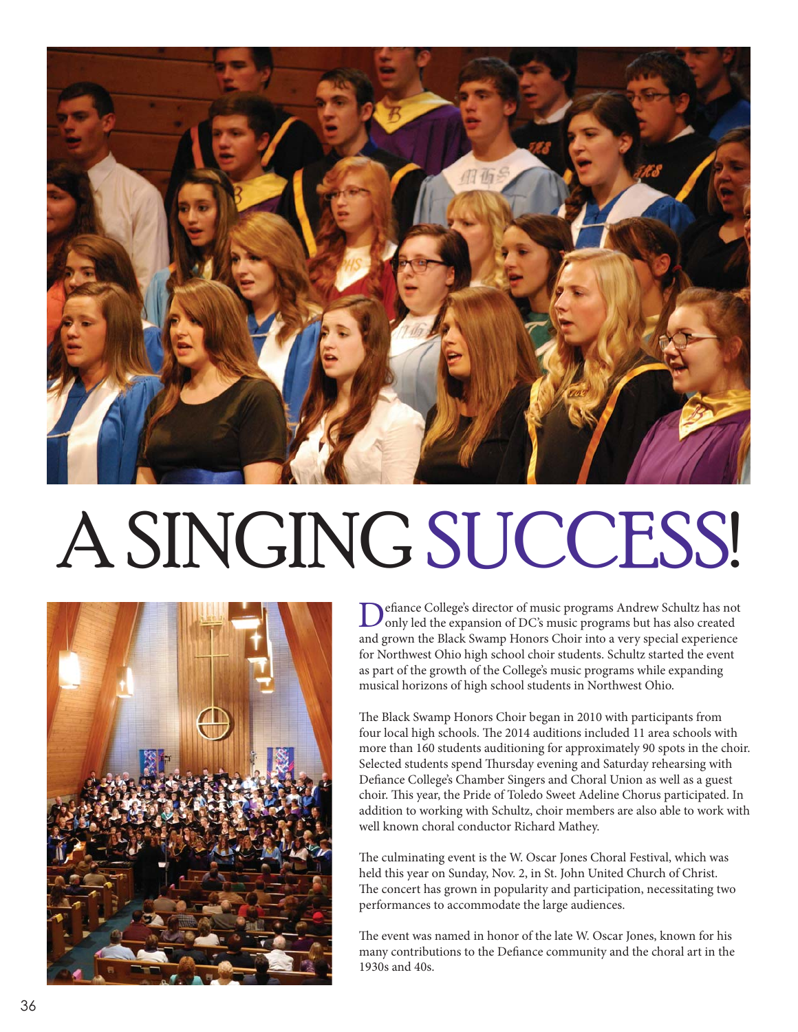# A SINGING SUCCESS!

Defiance College's director of music programs Andrew Schultz has not only led the expansion of DC's music programs but has also created and grown the Black Swamp Honors Choir into a very special experience for Northwest Ohio high school choir students. Schultz started the event as part of the growth of the College's music programs while expanding musical horizons of high school students in Northwest Ohio.

The Black Swamp Honors Choir began in 2010 with participants from four local high schools. The 2014 auditions included 11 area schools with more than 160 students auditioning for approximately 90 spots in the choir. Selected students spend Thursday evening and Saturday rehearsing with Defiance College's Chamber Singers and Choral Union as well as a guest choir. This year, the Pride of Toledo Sweet Adeline Chorus participated. In addition to working with Schultz, choir members are also able to work with well known choral conductor Richard Mathey.

The culminating event is the W. Oscar Jones Choral Festival, which was held this year on Sunday, Nov. 2, in St. John United Church of Christ. The concert has grown in popularity and participation, necessitating two performances to accommodate the large audiences.

The event was named in honor of the late W. Oscar Jones, known for his many contributions to the Defiance community and the choral art in the 1930s and 40s.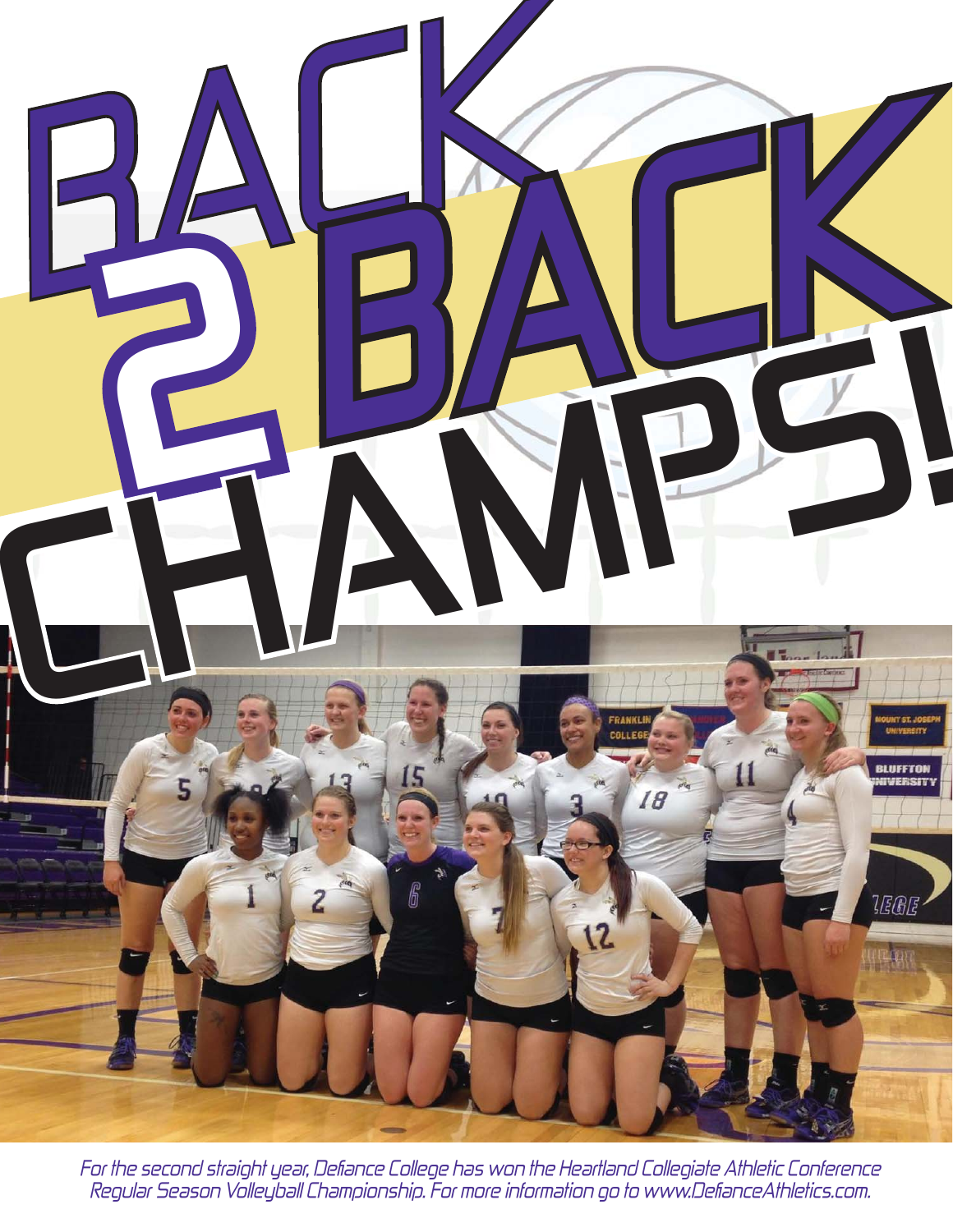# BACK 2 BACK CHAMPS!

*For the second straight year, Defiance College has won the Heartland Collegiate Athletic Conference Regular Season Volleyball Championship. For more information go to www.DefianceAthletics.com.*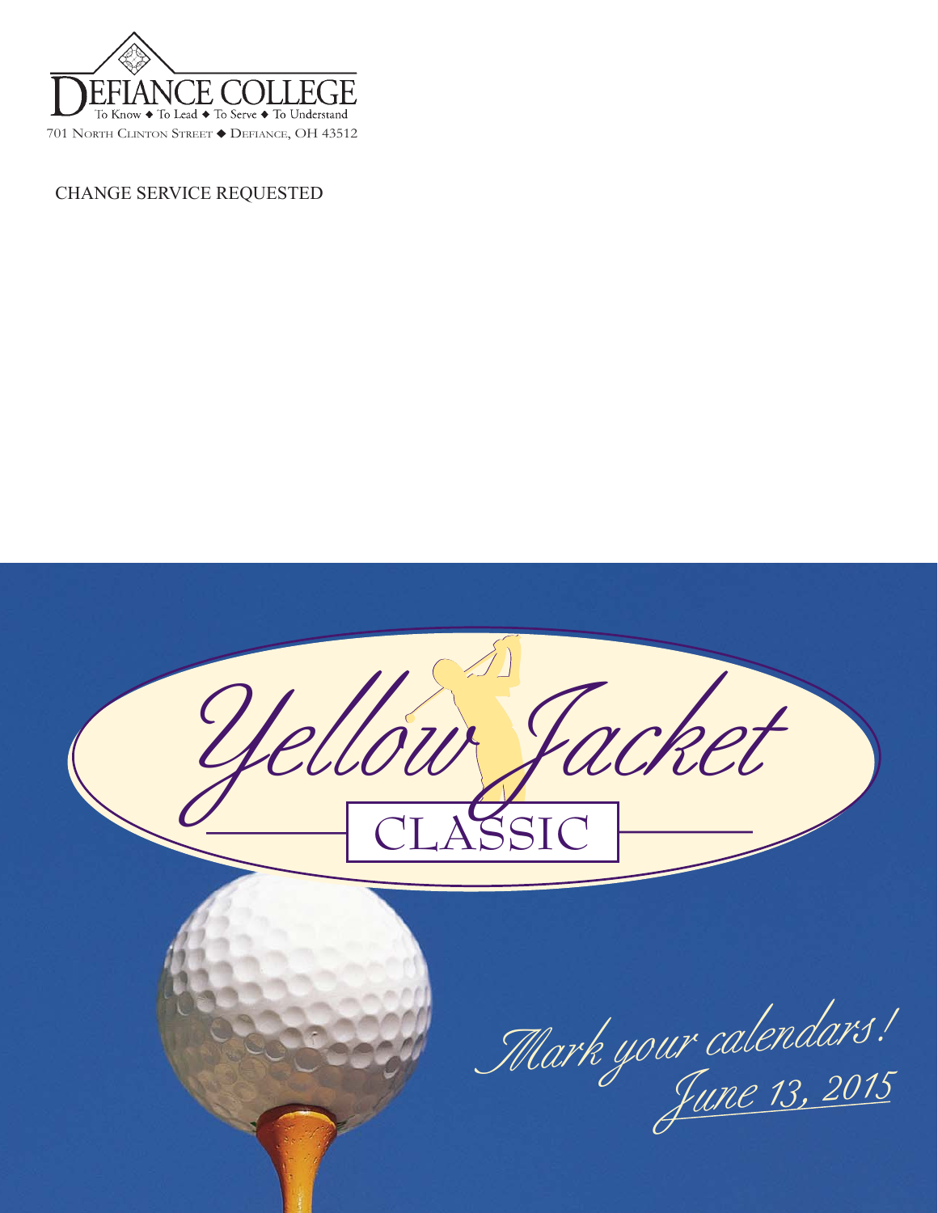DEFIANCE COLLEGE
To Know ◆ To Lead ◆ To Serve ◆ To Understand
701 North Clinton Street ◆ Defiance, OH 43512

CHANGE SERVICE REQUESTED

# Yellow Jacket CLASSIC

*Mark your calendars!*
*June 13, 2015*